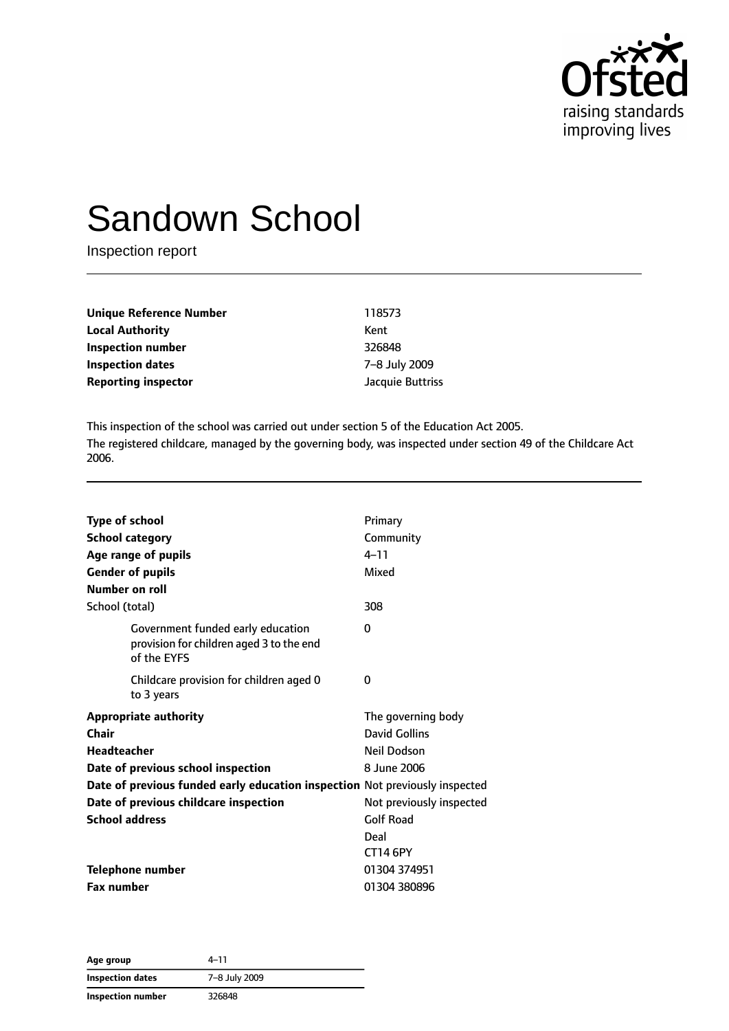# Sandown School

Inspection report

| | |
|---|---|
| **Unique Reference Number** | 118573 |
| **Local Authority** | Kent |
| **Inspection number** | 326848 |
| **Inspection dates** | 7–8 July 2009 |
| **Reporting inspector** | Jacquie Buttriss |

This inspection of the school was carried out under section 5 of the Education Act 2005.

The registered childcare, managed by the governing body, was inspected under section 49 of the Childcare Act 2006.

| | |
|---|---|
| **Type of school** | Primary |
| **School category** | Community |
| **Age range of pupils** | 4–11 |
| **Gender of pupils** | Mixed |
| **Number on roll** | |
| School (total) | 308 |
| Government funded early education provision for children aged 3 to the end of the EYFS | 0 |
| Childcare provision for children aged 0 to 3 years | 0 |
| **Appropriate authority** | The governing body |
| **Chair** | David Gollins |
| **Headteacher** | Neil Dodson |
| **Date of previous school inspection** | 8 June 2006 |
| **Date of previous funded early education inspection** | Not previously inspected |
| **Date of previous childcare inspection** | Not previously inspected |
| **School address** | Golf Road<br>Deal<br>CT14 6PY |
| **Telephone number** | 01304 374951 |
| **Fax number** | 01304 380896 |

| | |
|---|---|
| **Age group** | 4–11 |
| **Inspection dates** | 7–8 July 2009 |
| **Inspection number** | 326848 |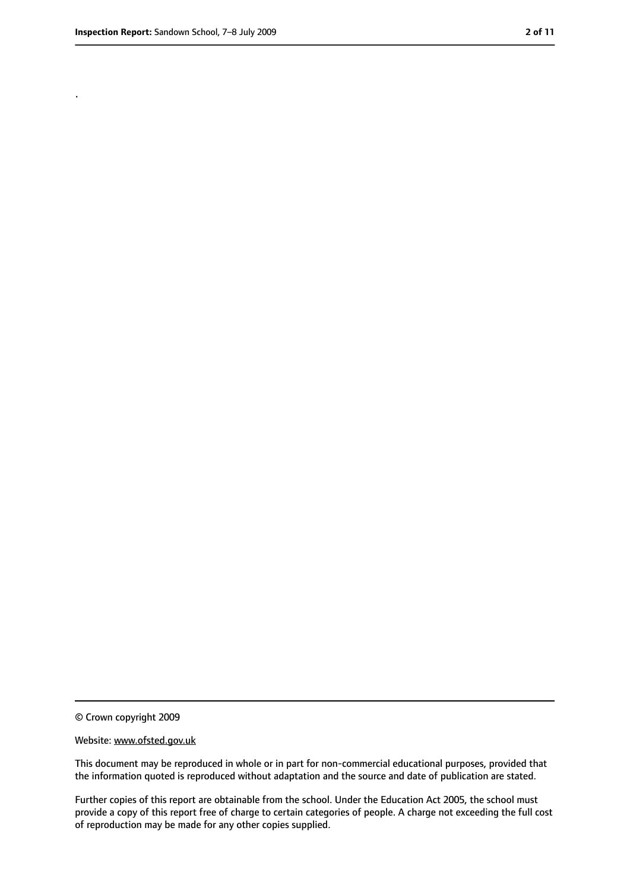.

© Crown copyright 2009

Website: www.ofsted.gov.uk

This document may be reproduced in whole or in part for non-commercial educational purposes, provided that the information quoted is reproduced without adaptation and the source and date of publication are stated.

Further copies of this report are obtainable from the school. Under the Education Act 2005, the school must provide a copy of this report free of charge to certain categories of people. A charge not exceeding the full cost of reproduction may be made for any other copies supplied.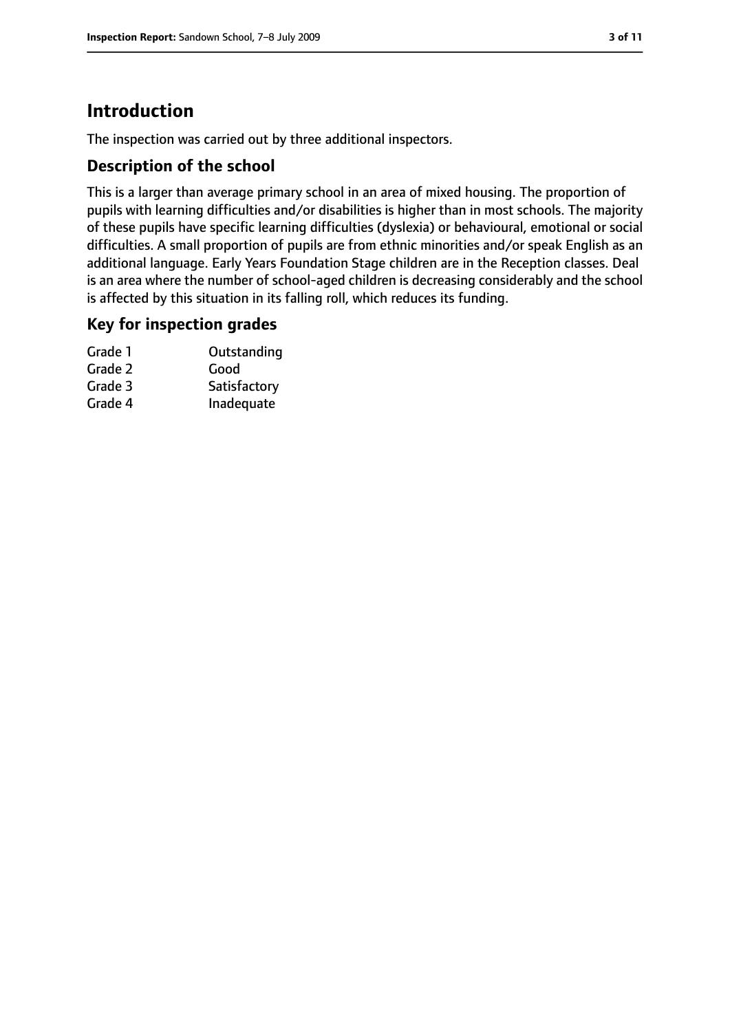# Introduction

The inspection was carried out by three additional inspectors.

## Description of the school

This is a larger than average primary school in an area of mixed housing. The proportion of pupils with learning difficulties and/or disabilities is higher than in most schools. The majority of these pupils have specific learning difficulties (dyslexia) or behavioural, emotional or social difficulties. A small proportion of pupils are from ethnic minorities and/or speak English as an additional language. Early Years Foundation Stage children are in the Reception classes. Deal is an area where the number of school-aged children is decreasing considerably and the school is affected by this situation in its falling roll, which reduces its funding.

## Key for inspection grades

| | |
|---|---|
| Grade 1 | Outstanding |
| Grade 2 | Good |
| Grade 3 | Satisfactory |
| Grade 4 | Inadequate |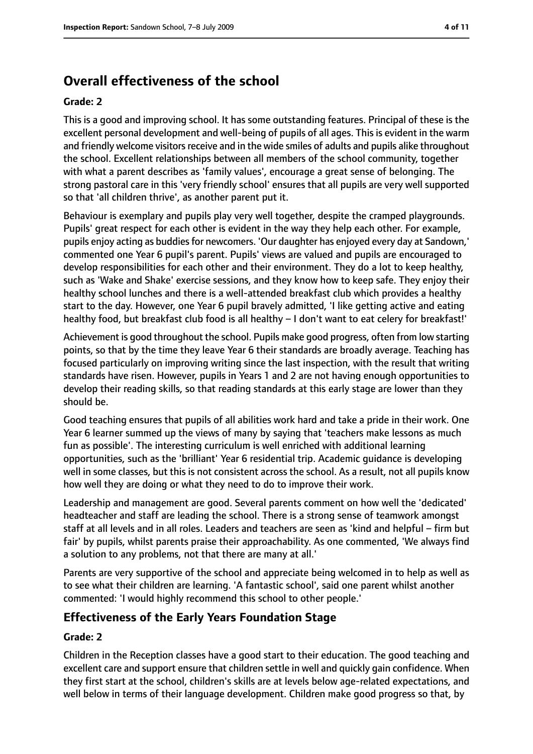## Overall effectiveness of the school

**Grade: 2**

This is a good and improving school. It has some outstanding features. Principal of these is the excellent personal development and well-being of pupils of all ages. This is evident in the warm and friendly welcome visitors receive and in the wide smiles of adults and pupils alike throughout the school. Excellent relationships between all members of the school community, together with what a parent describes as 'family values', encourage a great sense of belonging. The strong pastoral care in this 'very friendly school' ensures that all pupils are very well supported so that 'all children thrive', as another parent put it.

Behaviour is exemplary and pupils play very well together, despite the cramped playgrounds. Pupils' great respect for each other is evident in the way they help each other. For example, pupils enjoy acting as buddies for newcomers. 'Our daughter has enjoyed every day at Sandown,' commented one Year 6 pupil's parent. Pupils' views are valued and pupils are encouraged to develop responsibilities for each other and their environment. They do a lot to keep healthy, such as 'Wake and Shake' exercise sessions, and they know how to keep safe. They enjoy their healthy school lunches and there is a well-attended breakfast club which provides a healthy start to the day. However, one Year 6 pupil bravely admitted, 'I like getting active and eating healthy food, but breakfast club food is all healthy – I don't want to eat celery for breakfast!'

Achievement is good throughout the school. Pupils make good progress, often from low starting points, so that by the time they leave Year 6 their standards are broadly average. Teaching has focused particularly on improving writing since the last inspection, with the result that writing standards have risen. However, pupils in Years 1 and 2 are not having enough opportunities to develop their reading skills, so that reading standards at this early stage are lower than they should be.

Good teaching ensures that pupils of all abilities work hard and take a pride in their work. One Year 6 learner summed up the views of many by saying that 'teachers make lessons as much fun as possible'. The interesting curriculum is well enriched with additional learning opportunities, such as the 'brilliant' Year 6 residential trip. Academic guidance is developing well in some classes, but this is not consistent across the school. As a result, not all pupils know how well they are doing or what they need to do to improve their work.

Leadership and management are good. Several parents comment on how well the 'dedicated' headteacher and staff are leading the school. There is a strong sense of teamwork amongst staff at all levels and in all roles. Leaders and teachers are seen as 'kind and helpful – firm but fair' by pupils, whilst parents praise their approachability. As one commented, 'We always find a solution to any problems, not that there are many at all.'

Parents are very supportive of the school and appreciate being welcomed in to help as well as to see what their children are learning. 'A fantastic school', said one parent whilst another commented: 'I would highly recommend this school to other people.'

## Effectiveness of the Early Years Foundation Stage

**Grade: 2**

Children in the Reception classes have a good start to their education. The good teaching and excellent care and support ensure that children settle in well and quickly gain confidence. When they first start at the school, children's skills are at levels below age-related expectations, and well below in terms of their language development. Children make good progress so that, by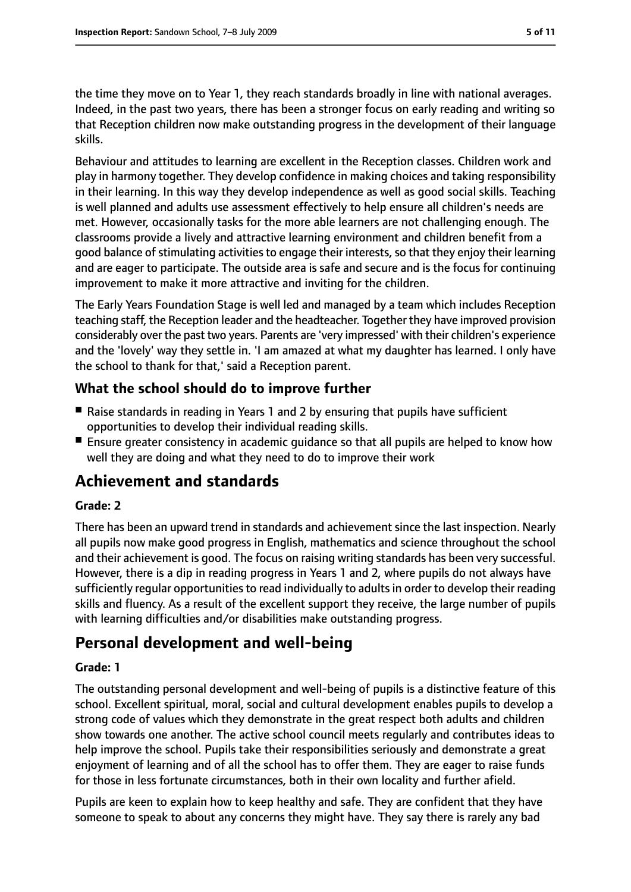the time they move on to Year 1, they reach standards broadly in line with national averages. Indeed, in the past two years, there has been a stronger focus on early reading and writing so that Reception children now make outstanding progress in the development of their language skills.

Behaviour and attitudes to learning are excellent in the Reception classes. Children work and play in harmony together. They develop confidence in making choices and taking responsibility in their learning. In this way they develop independence as well as good social skills. Teaching is well planned and adults use assessment effectively to help ensure all children's needs are met. However, occasionally tasks for the more able learners are not challenging enough. The classrooms provide a lively and attractive learning environment and children benefit from a good balance of stimulating activities to engage their interests, so that they enjoy their learning and are eager to participate. The outside area is safe and secure and is the focus for continuing improvement to make it more attractive and inviting for the children.

The Early Years Foundation Stage is well led and managed by a team which includes Reception teaching staff, the Reception leader and the headteacher. Together they have improved provision considerably over the past two years. Parents are 'very impressed' with their children's experience and the 'lovely' way they settle in. 'I am amazed at what my daughter has learned. I only have the school to thank for that,' said a Reception parent.

### What the school should do to improve further

- Raise standards in reading in Years 1 and 2 by ensuring that pupils have sufficient opportunities to develop their individual reading skills.
- Ensure greater consistency in academic guidance so that all pupils are helped to know how well they are doing and what they need to do to improve their work

## Achievement and standards

#### Grade: 2

There has been an upward trend in standards and achievement since the last inspection. Nearly all pupils now make good progress in English, mathematics and science throughout the school and their achievement is good. The focus on raising writing standards has been very successful. However, there is a dip in reading progress in Years 1 and 2, where pupils do not always have sufficiently regular opportunities to read individually to adults in order to develop their reading skills and fluency. As a result of the excellent support they receive, the large number of pupils with learning difficulties and/or disabilities make outstanding progress.

## Personal development and well-being

#### Grade: 1

The outstanding personal development and well-being of pupils is a distinctive feature of this school. Excellent spiritual, moral, social and cultural development enables pupils to develop a strong code of values which they demonstrate in the great respect both adults and children show towards one another. The active school council meets regularly and contributes ideas to help improve the school. Pupils take their responsibilities seriously and demonstrate a great enjoyment of learning and of all the school has to offer them. They are eager to raise funds for those in less fortunate circumstances, both in their own locality and further afield.

Pupils are keen to explain how to keep healthy and safe. They are confident that they have someone to speak to about any concerns they might have. They say there is rarely any bad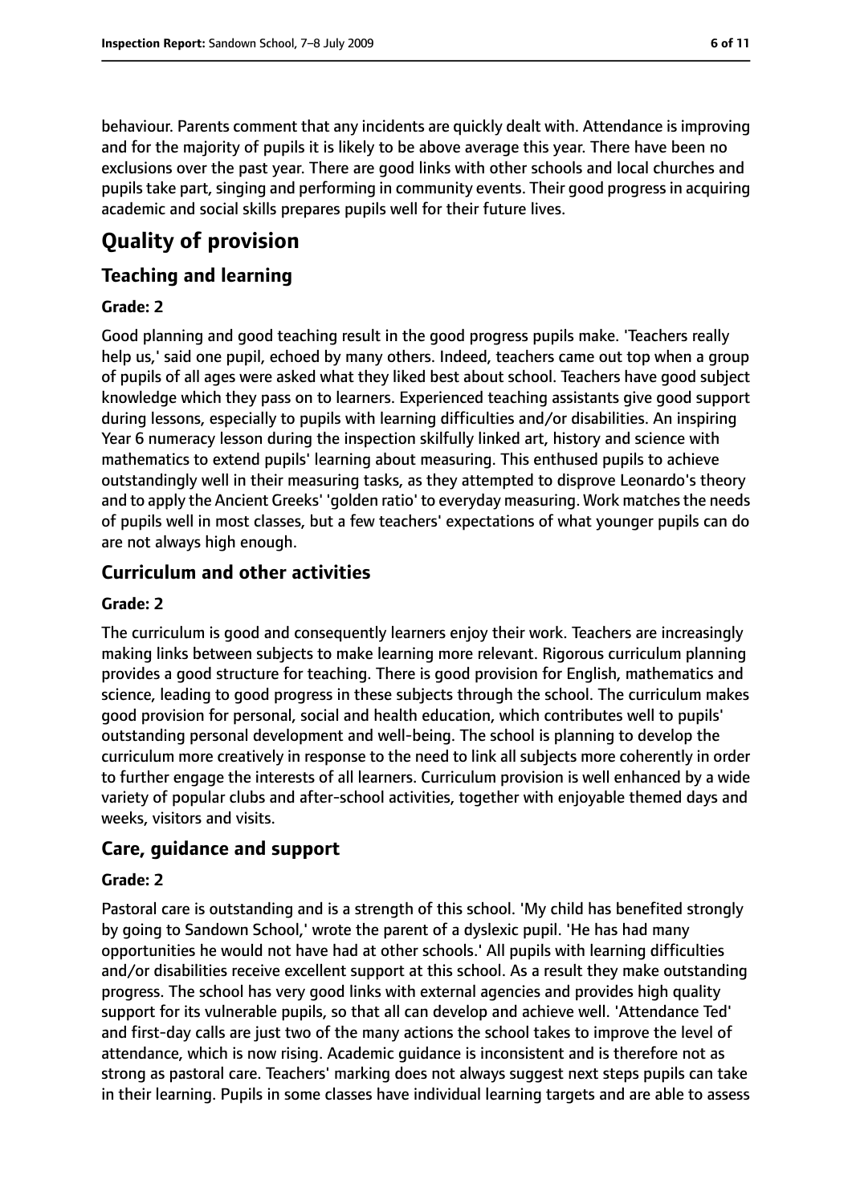behaviour. Parents comment that any incidents are quickly dealt with. Attendance is improving and for the majority of pupils it is likely to be above average this year. There have been no exclusions over the past year. There are good links with other schools and local churches and pupils take part, singing and performing in community events. Their good progress in acquiring academic and social skills prepares pupils well for their future lives.

# Quality of provision

## Teaching and learning

**Grade: 2**

Good planning and good teaching result in the good progress pupils make. 'Teachers really help us,' said one pupil, echoed by many others. Indeed, teachers came out top when a group of pupils of all ages were asked what they liked best about school. Teachers have good subject knowledge which they pass on to learners. Experienced teaching assistants give good support during lessons, especially to pupils with learning difficulties and/or disabilities. An inspiring Year 6 numeracy lesson during the inspection skilfully linked art, history and science with mathematics to extend pupils' learning about measuring. This enthused pupils to achieve outstandingly well in their measuring tasks, as they attempted to disprove Leonardo's theory and to apply the Ancient Greeks' 'golden ratio' to everyday measuring. Work matches the needs of pupils well in most classes, but a few teachers' expectations of what younger pupils can do are not always high enough.

## Curriculum and other activities

**Grade: 2**

The curriculum is good and consequently learners enjoy their work. Teachers are increasingly making links between subjects to make learning more relevant. Rigorous curriculum planning provides a good structure for teaching. There is good provision for English, mathematics and science, leading to good progress in these subjects through the school. The curriculum makes good provision for personal, social and health education, which contributes well to pupils' outstanding personal development and well-being. The school is planning to develop the curriculum more creatively in response to the need to link all subjects more coherently in order to further engage the interests of all learners. Curriculum provision is well enhanced by a wide variety of popular clubs and after-school activities, together with enjoyable themed days and weeks, visitors and visits.

## Care, guidance and support

**Grade: 2**

Pastoral care is outstanding and is a strength of this school. 'My child has benefited strongly by going to Sandown School,' wrote the parent of a dyslexic pupil. 'He has had many opportunities he would not have had at other schools.' All pupils with learning difficulties and/or disabilities receive excellent support at this school. As a result they make outstanding progress. The school has very good links with external agencies and provides high quality support for its vulnerable pupils, so that all can develop and achieve well. 'Attendance Ted' and first-day calls are just two of the many actions the school takes to improve the level of attendance, which is now rising. Academic guidance is inconsistent and is therefore not as strong as pastoral care. Teachers' marking does not always suggest next steps pupils can take in their learning. Pupils in some classes have individual learning targets and are able to assess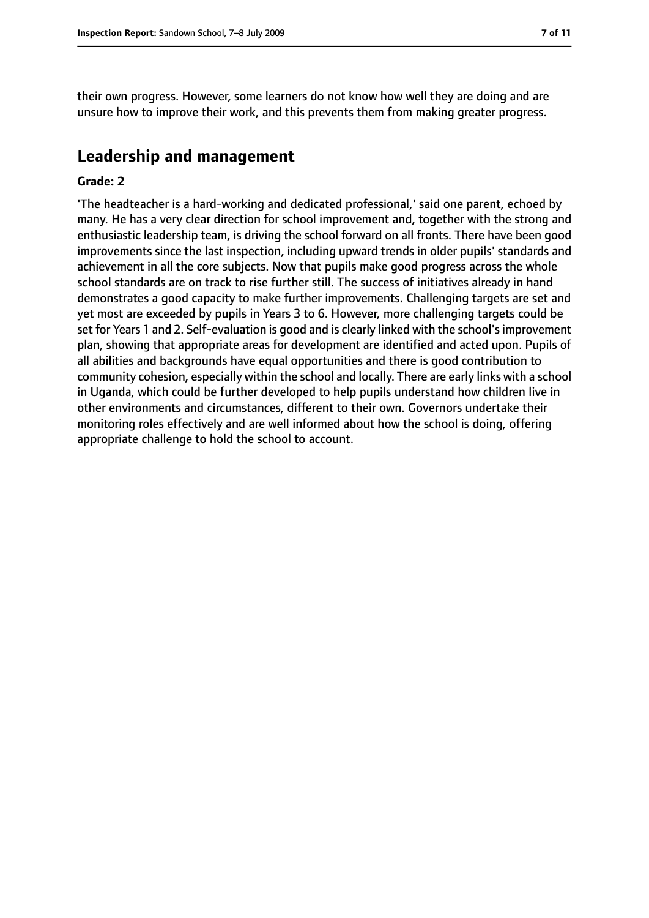their own progress. However, some learners do not know how well they are doing and are unsure how to improve their work, and this prevents them from making greater progress.

## Leadership and management

**Grade: 2**

'The headteacher is a hard-working and dedicated professional,' said one parent, echoed by many. He has a very clear direction for school improvement and, together with the strong and enthusiastic leadership team, is driving the school forward on all fronts. There have been good improvements since the last inspection, including upward trends in older pupils' standards and achievement in all the core subjects. Now that pupils make good progress across the whole school standards are on track to rise further still. The success of initiatives already in hand demonstrates a good capacity to make further improvements. Challenging targets are set and yet most are exceeded by pupils in Years 3 to 6. However, more challenging targets could be set for Years 1 and 2. Self-evaluation is good and is clearly linked with the school's improvement plan, showing that appropriate areas for development are identified and acted upon. Pupils of all abilities and backgrounds have equal opportunities and there is good contribution to community cohesion, especially within the school and locally. There are early links with a school in Uganda, which could be further developed to help pupils understand how children live in other environments and circumstances, different to their own. Governors undertake their monitoring roles effectively and are well informed about how the school is doing, offering appropriate challenge to hold the school to account.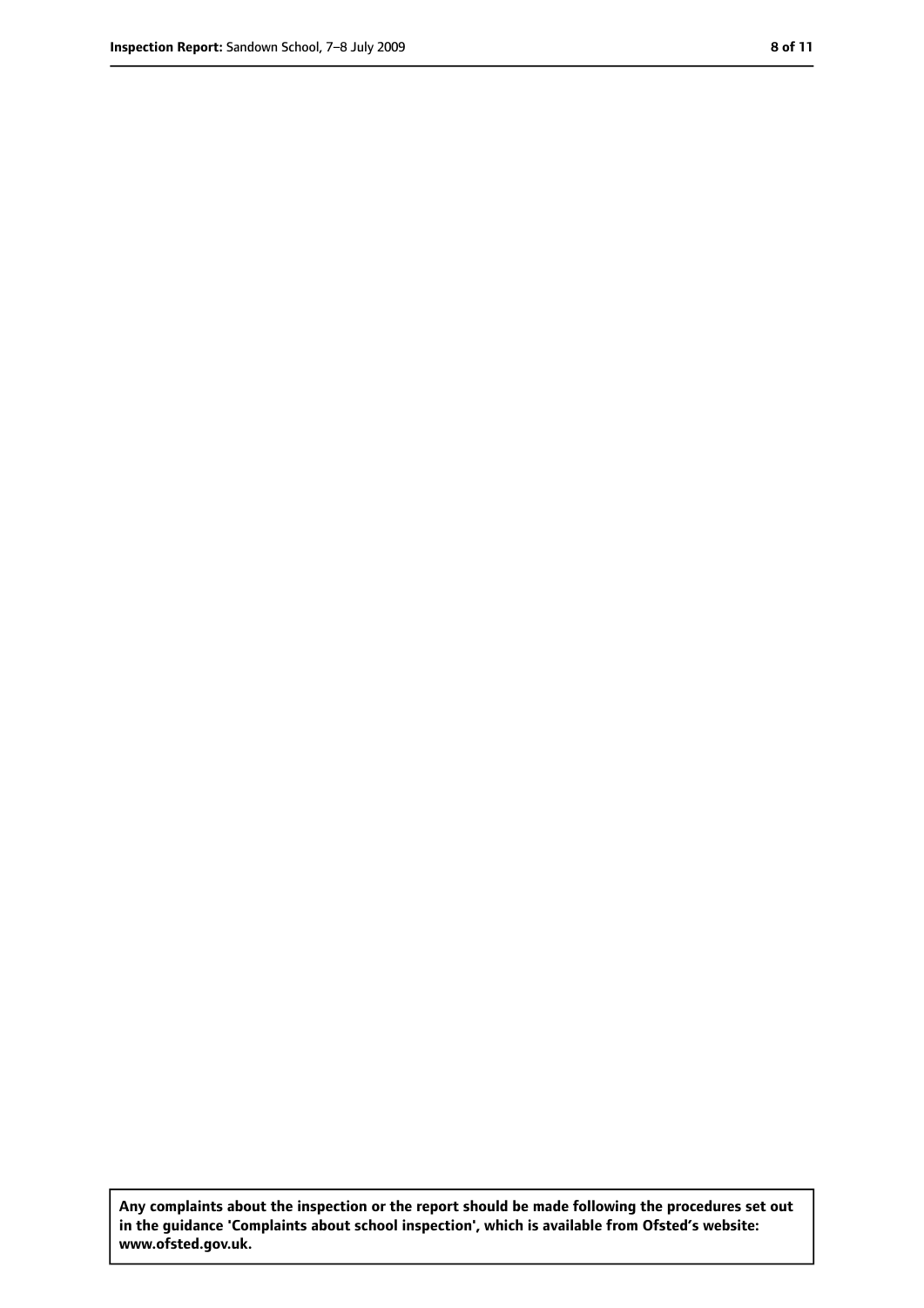**Any complaints about the inspection or the report should be made following the procedures set out in the guidance 'Complaints about school inspection', which is available from Ofsted's website: www.ofsted.gov.uk.**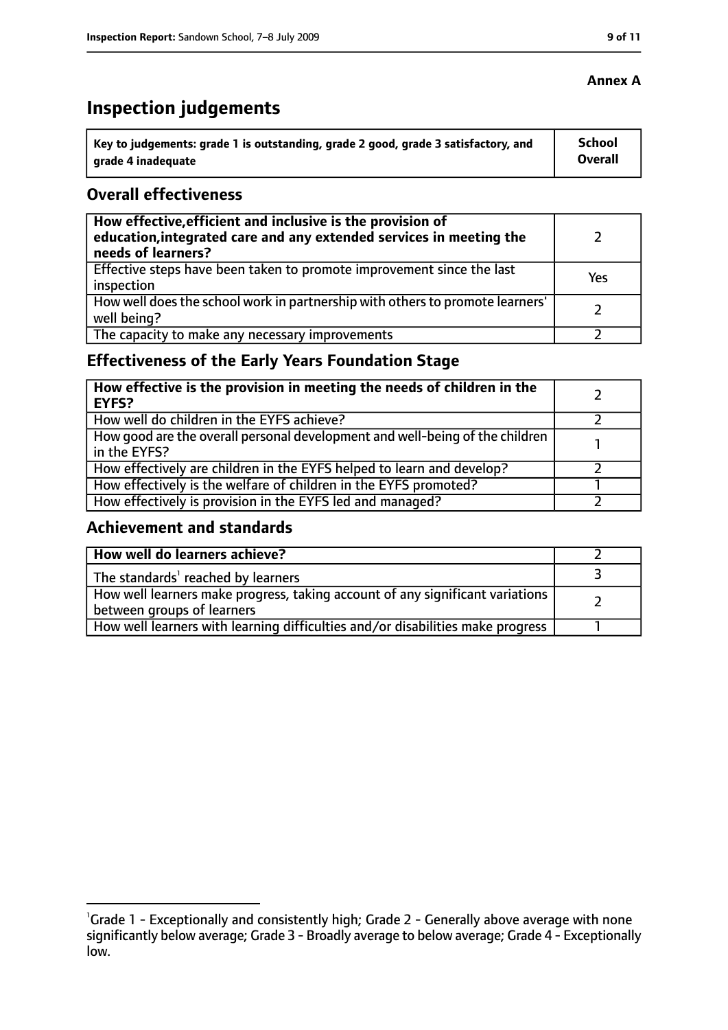**Annex A**

# Inspection judgements

| Key to judgements: grade 1 is outstanding, grade 2 good, grade 3 satisfactory, and grade 4 inadequate | School Overall |
|---|---|

## Overall effectiveness

| | |
|---|---|
| **How effective, efficient and inclusive is the provision of education, integrated care and any extended services in meeting the needs of learners?** | 2 |
| Effective steps have been taken to promote improvement since the last inspection | Yes |
| How well does the school work in partnership with others to promote learners' well being? | 2 |
| The capacity to make any necessary improvements | 2 |

## Effectiveness of the Early Years Foundation Stage

| | |
|---|---|
| **How effective is the provision in meeting the needs of children in the EYFS?** | 2 |
| How well do children in the EYFS achieve? | 2 |
| How good are the overall personal development and well-being of the children in the EYFS? | 1 |
| How effectively are children in the EYFS helped to learn and develop? | 2 |
| How effectively is the welfare of children in the EYFS promoted? | 1 |
| How effectively is provision in the EYFS led and managed? | 2 |

## Achievement and standards

| | |
|---|---|
| **How well do learners achieve?** | 2 |
| The standards[1] reached by learners | 3 |
| How well learners make progress, taking account of any significant variations between groups of learners | 2 |
| How well learners with learning difficulties and/or disabilities make progress | 1 |

[1]Grade 1 - Exceptionally and consistently high; Grade 2 - Generally above average with none significantly below average; Grade 3 - Broadly average to below average; Grade 4 - Exceptionally low.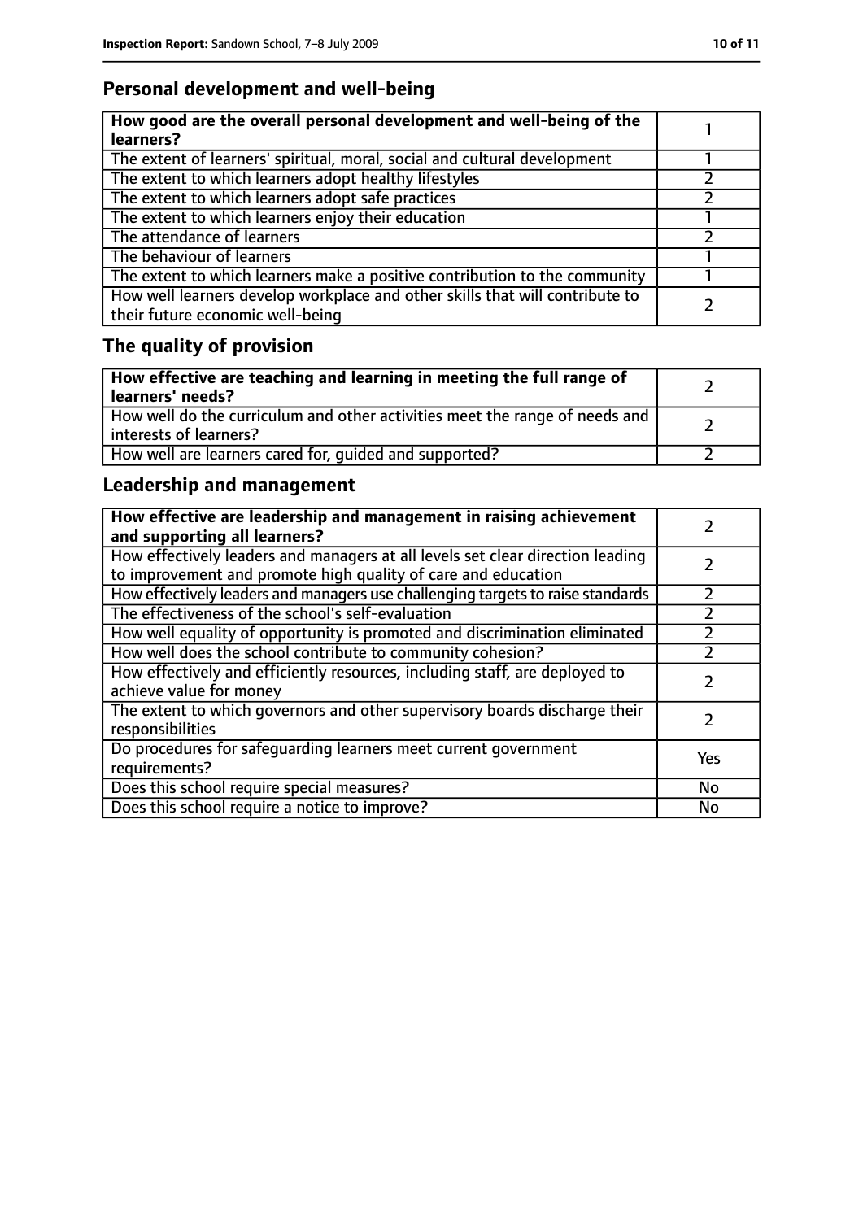## Personal development and well-being

| | |
|---|---|
| **How good are the overall personal development and well-being of the learners?** | 1 |
| The extent of learners' spiritual, moral, social and cultural development | 1 |
| The extent to which learners adopt healthy lifestyles | 2 |
| The extent to which learners adopt safe practices | 2 |
| The extent to which learners enjoy their education | 1 |
| The attendance of learners | 2 |
| The behaviour of learners | 1 |
| The extent to which learners make a positive contribution to the community | 1 |
| How well learners develop workplace and other skills that will contribute to their future economic well-being | 2 |

## The quality of provision

| | |
|---|---|
| **How effective are teaching and learning in meeting the full range of learners' needs?** | 2 |
| How well do the curriculum and other activities meet the range of needs and interests of learners? | 2 |
| How well are learners cared for, guided and supported? | 2 |

## Leadership and management

| | |
|---|---|
| **How effective are leadership and management in raising achievement and supporting all learners?** | 2 |
| How effectively leaders and managers at all levels set clear direction leading to improvement and promote high quality of care and education | 2 |
| How effectively leaders and managers use challenging targets to raise standards | 2 |
| The effectiveness of the school's self-evaluation | 2 |
| How well equality of opportunity is promoted and discrimination eliminated | 2 |
| How well does the school contribute to community cohesion? | 2 |
| How effectively and efficiently resources, including staff, are deployed to achieve value for money | 2 |
| The extent to which governors and other supervisory boards discharge their responsibilities | 2 |
| Do procedures for safeguarding learners meet current government requirements? | Yes |
| Does this school require special measures? | No |
| Does this school require a notice to improve? | No |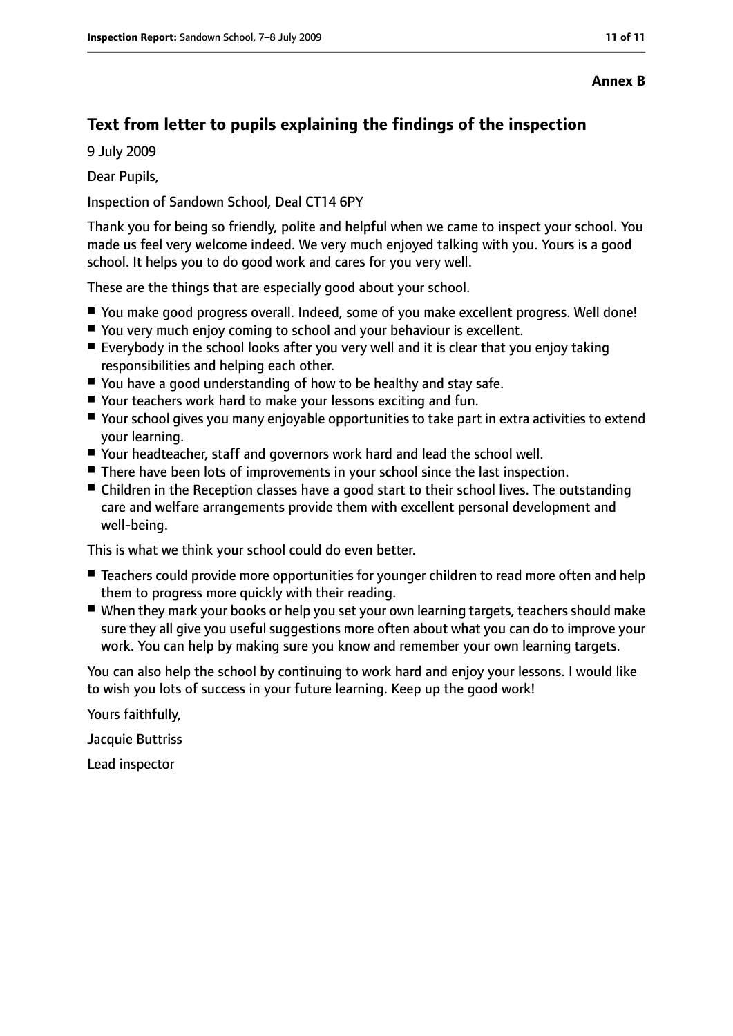**Annex B**

## Text from letter to pupils explaining the findings of the inspection

9 July 2009

Dear Pupils,

Inspection of Sandown School, Deal CT14 6PY

Thank you for being so friendly, polite and helpful when we came to inspect your school. You made us feel very welcome indeed. We very much enjoyed talking with you. Yours is a good school. It helps you to do good work and cares for you very well.

These are the things that are especially good about your school.

- You make good progress overall. Indeed, some of you make excellent progress. Well done!
- You very much enjoy coming to school and your behaviour is excellent.
- Everybody in the school looks after you very well and it is clear that you enjoy taking responsibilities and helping each other.
- You have a good understanding of how to be healthy and stay safe.
- Your teachers work hard to make your lessons exciting and fun.
- Your school gives you many enjoyable opportunities to take part in extra activities to extend your learning.
- Your headteacher, staff and governors work hard and lead the school well.
- There have been lots of improvements in your school since the last inspection.
- Children in the Reception classes have a good start to their school lives. The outstanding care and welfare arrangements provide them with excellent personal development and well-being.

This is what we think your school could do even better.

- Teachers could provide more opportunities for younger children to read more often and help them to progress more quickly with their reading.
- When they mark your books or help you set your own learning targets, teachers should make sure they all give you useful suggestions more often about what you can do to improve your work. You can help by making sure you know and remember your own learning targets.

You can also help the school by continuing to work hard and enjoy your lessons. I would like to wish you lots of success in your future learning. Keep up the good work!

Yours faithfully,

Jacquie Buttriss

Lead inspector